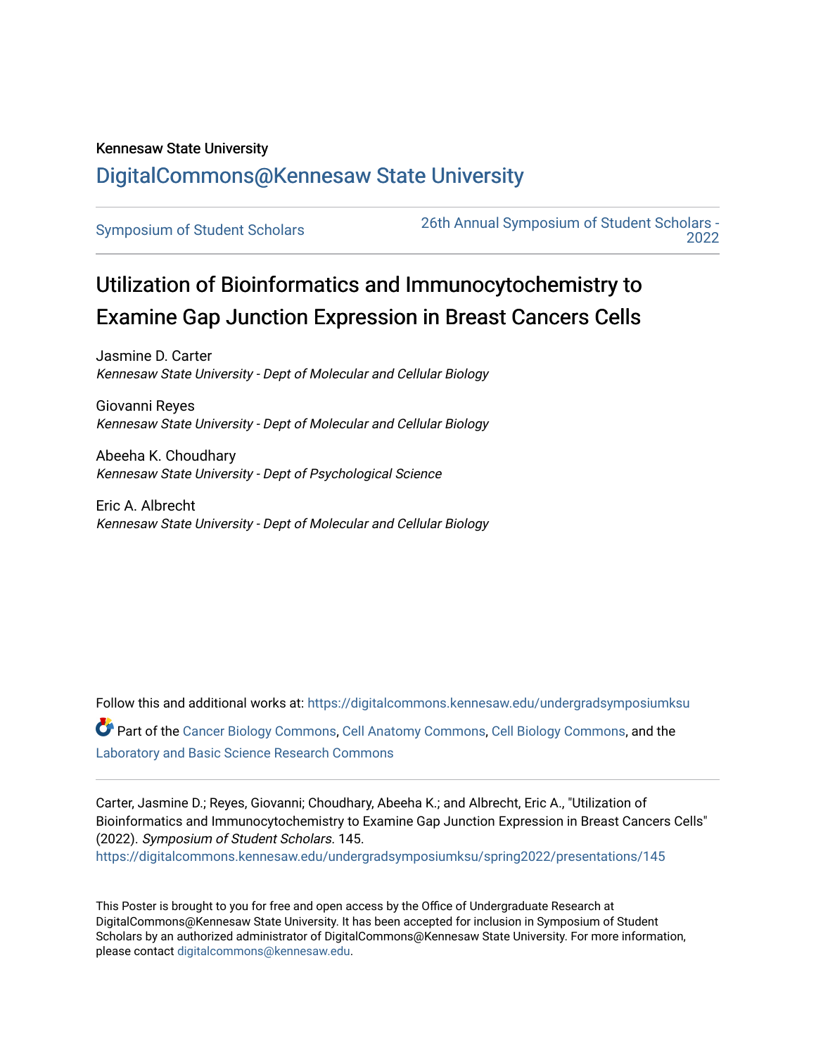Kennesaw State University

# DigitalCommons@Kennesaw State University

Symposium of Student Scholars | 26th Annual Symposium of Student Scholars - 2022

## Utilization of Bioinformatics and Immunocytochemistry to Examine Gap Junction Expression in Breast Cancers Cells

Jasmine D. Carter
*Kennesaw State University - Dept of Molecular and Cellular Biology*

Giovanni Reyes
*Kennesaw State University - Dept of Molecular and Cellular Biology*

Abeeha K. Choudhary
*Kennesaw State University - Dept of Psychological Science*

Eric A. Albrecht
*Kennesaw State University - Dept of Molecular and Cellular Biology*

Follow this and additional works at: https://digitalcommons.kennesaw.edu/undergradsymposiumksu

Part of the Cancer Biology Commons, Cell Anatomy Commons, Cell Biology Commons, and the Laboratory and Basic Science Research Commons

Carter, Jasmine D.; Reyes, Giovanni; Choudhary, Abeeha K.; and Albrecht, Eric A., "Utilization of Bioinformatics and Immunocytochemistry to Examine Gap Junction Expression in Breast Cancers Cells" (2022). *Symposium of Student Scholars*. 145.
https://digitalcommons.kennesaw.edu/undergradsymposiumksu/spring2022/presentations/145

This Poster is brought to you for free and open access by the Office of Undergraduate Research at DigitalCommons@Kennesaw State University. It has been accepted for inclusion in Symposium of Student Scholars by an authorized administrator of DigitalCommons@Kennesaw State University. For more information, please contact digitalcommons@kennesaw.edu.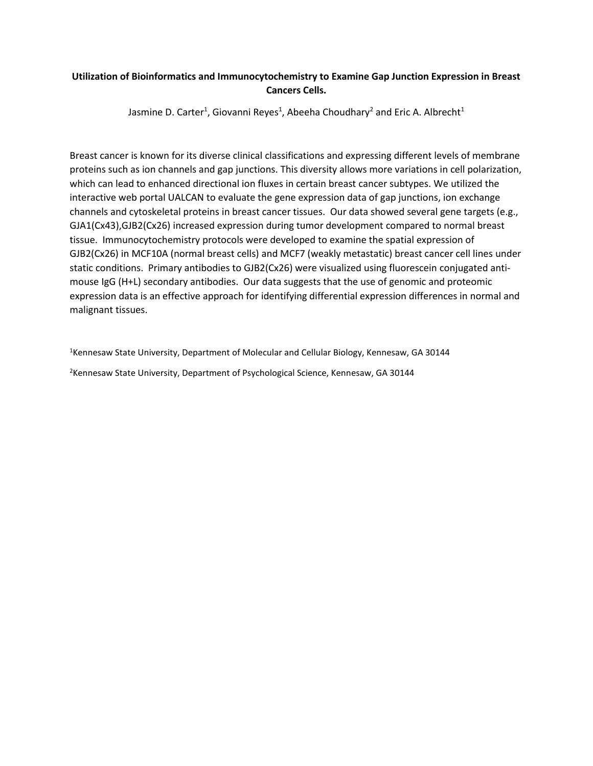**Utilization of Bioinformatics and Immunocytochemistry to Examine Gap Junction Expression in Breast Cancers Cells.**

Jasmine D. Carter[1], Giovanni Reyes[1], Abeeha Choudhary[2] and Eric A. Albrecht[1]

Breast cancer is known for its diverse clinical classifications and expressing different levels of membrane proteins such as ion channels and gap junctions. This diversity allows more variations in cell polarization, which can lead to enhanced directional ion fluxes in certain breast cancer subtypes. We utilized the interactive web portal UALCAN to evaluate the gene expression data of gap junctions, ion exchange channels and cytoskeletal proteins in breast cancer tissues. Our data showed several gene targets (e.g., GJA1(Cx43),GJB2(Cx26) increased expression during tumor development compared to normal breast tissue. Immunocytochemistry protocols were developed to examine the spatial expression of GJB2(Cx26) in MCF10A (normal breast cells) and MCF7 (weakly metastatic) breast cancer cell lines under static conditions. Primary antibodies to GJB2(Cx26) were visualized using fluorescein conjugated anti-mouse IgG (H+L) secondary antibodies. Our data suggests that the use of genomic and proteomic expression data is an effective approach for identifying differential expression differences in normal and malignant tissues.

[1]Kennesaw State University, Department of Molecular and Cellular Biology, Kennesaw, GA 30144

[2]Kennesaw State University, Department of Psychological Science, Kennesaw, GA 30144